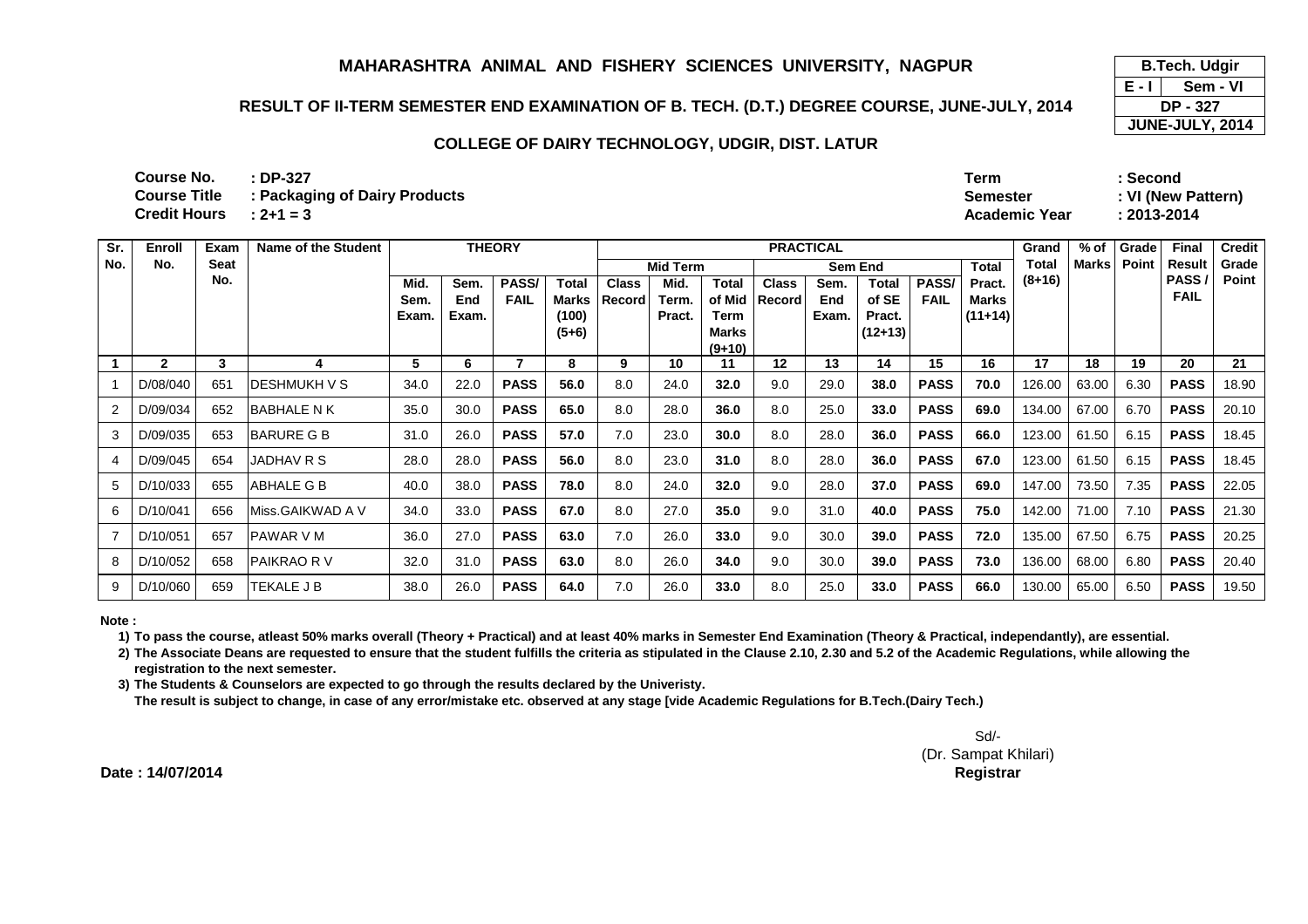# MAHARASHTRA ANIMAL AND FISHERY SCIENCES UNIVERSITY, NAGPUR

| B.Tech. Udgir | |
|---|---|
| E - I | Sem - VI |
| DP - 327 | |
| JUNE-JULY, 2014 | |

## RESULT OF II-TERM SEMESTER END EXAMINATION OF B. TECH. (D.T.) DEGREE COURSE, JUNE-JULY, 2014

### COLLEGE OF DAIRY TECHNOLOGY, UDGIR, DIST. LATUR

**Course No.** : DP-327
**Course Title** : Packaging of Dairy Products
**Credit Hours** : 2+1 = 3

**Term** : Second
**Semester** : VI (New Pattern)
**Academic Year** : 2013-2014

| Sr. No. | Enroll No. | Exam Seat No. | Name of the Student | THEORY | | | | PRACTICAL | | | | | | | | Grand Total (8+16) | % of Marks | Grade Point | Final Result PASS / FAIL | Credit Grade Point |
|---|---|---|---|---|---|---|---|---|---|---|---|---|---|---|---|---|---|---|---|---|
| | | | | | | | | Mid Term | | | Sem End | | | | Total | | | | | |
| | | | | Mid. Sem. Exam. | Sem. End Exam. | PASS/ FAIL | Total Marks (100) (5+6) | Class Record | Mid. Term. Pract. | Total of Mid Term Marks (9+10) | Class Record | Sem. End Exam. | Total of SE Pract. (12+13) | PASS/ FAIL | Pract. Marks (11+14) | | | | | |
| 1 | 2 | 3 | 4 | 5 | 6 | 7 | 8 | 9 | 10 | 11 | 12 | 13 | 14 | 15 | 16 | 17 | 18 | 19 | 20 | 21 |
| 1 | D/08/040 | 651 | DESHMUKH V S | 34.0 | 22.0 | **PASS** | **56.0** | 8.0 | 24.0 | **32.0** | 9.0 | 29.0 | **38.0** | **PASS** | **70.0** | 126.00 | 63.00 | 6.30 | **PASS** | 18.90 |
| 2 | D/09/034 | 652 | BABHALE N K | 35.0 | 30.0 | **PASS** | **65.0** | 8.0 | 28.0 | **36.0** | 8.0 | 25.0 | **33.0** | **PASS** | **69.0** | 134.00 | 67.00 | 6.70 | **PASS** | 20.10 |
| 3 | D/09/035 | 653 | BARURE G B | 31.0 | 26.0 | **PASS** | **57.0** | 7.0 | 23.0 | **30.0** | 8.0 | 28.0 | **36.0** | **PASS** | **66.0** | 123.00 | 61.50 | 6.15 | **PASS** | 18.45 |
| 4 | D/09/045 | 654 | JADHAV R S | 28.0 | 28.0 | **PASS** | **56.0** | 8.0 | 23.0 | **31.0** | 8.0 | 28.0 | **36.0** | **PASS** | **67.0** | 123.00 | 61.50 | 6.15 | **PASS** | 18.45 |
| 5 | D/10/033 | 655 | ABHALE G B | 40.0 | 38.0 | **PASS** | **78.0** | 8.0 | 24.0 | **32.0** | 9.0 | 28.0 | **37.0** | **PASS** | **69.0** | 147.00 | 73.50 | 7.35 | **PASS** | 22.05 |
| 6 | D/10/041 | 656 | Miss.GAIKWAD A V | 34.0 | 33.0 | **PASS** | **67.0** | 8.0 | 27.0 | **35.0** | 9.0 | 31.0 | **40.0** | **PASS** | **75.0** | 142.00 | 71.00 | 7.10 | **PASS** | 21.30 |
| 7 | D/10/051 | 657 | PAWAR V M | 36.0 | 27.0 | **PASS** | **63.0** | 7.0 | 26.0 | **33.0** | 9.0 | 30.0 | **39.0** | **PASS** | **72.0** | 135.00 | 67.50 | 6.75 | **PASS** | 20.25 |
| 8 | D/10/052 | 658 | PAIKRAO R V | 32.0 | 31.0 | **PASS** | **63.0** | 8.0 | 26.0 | **34.0** | 9.0 | 30.0 | **39.0** | **PASS** | **73.0** | 136.00 | 68.00 | 6.80 | **PASS** | 20.40 |
| 9 | D/10/060 | 659 | TEKALE J B | 38.0 | 26.0 | **PASS** | **64.0** | 7.0 | 26.0 | **33.0** | 8.0 | 25.0 | **33.0** | **PASS** | **66.0** | 130.00 | 65.00 | 6.50 | **PASS** | 19.50 |

**Note :**

1) To pass the course, atleast 50% marks overall (Theory + Practical) and at least 40% marks in Semester End Examination (Theory & Practical, independantly), are essential.
2) The Associate Deans are requested to ensure that the student fulfills the criteria as stipulated in the Clause 2.10, 2.30 and 5.2 of the Academic Regulations, while allowing the registration to the next semester.
3) The Students & Counselors are expected to go through the results declared by the Univeristy.
   The result is subject to change, in case of any error/mistake etc. observed at any stage [vide Academic Regulations for B.Tech.(Dairy Tech.)

Sd/-
(Dr. Sampat Khilari)
**Registrar**

**Date : 14/07/2014**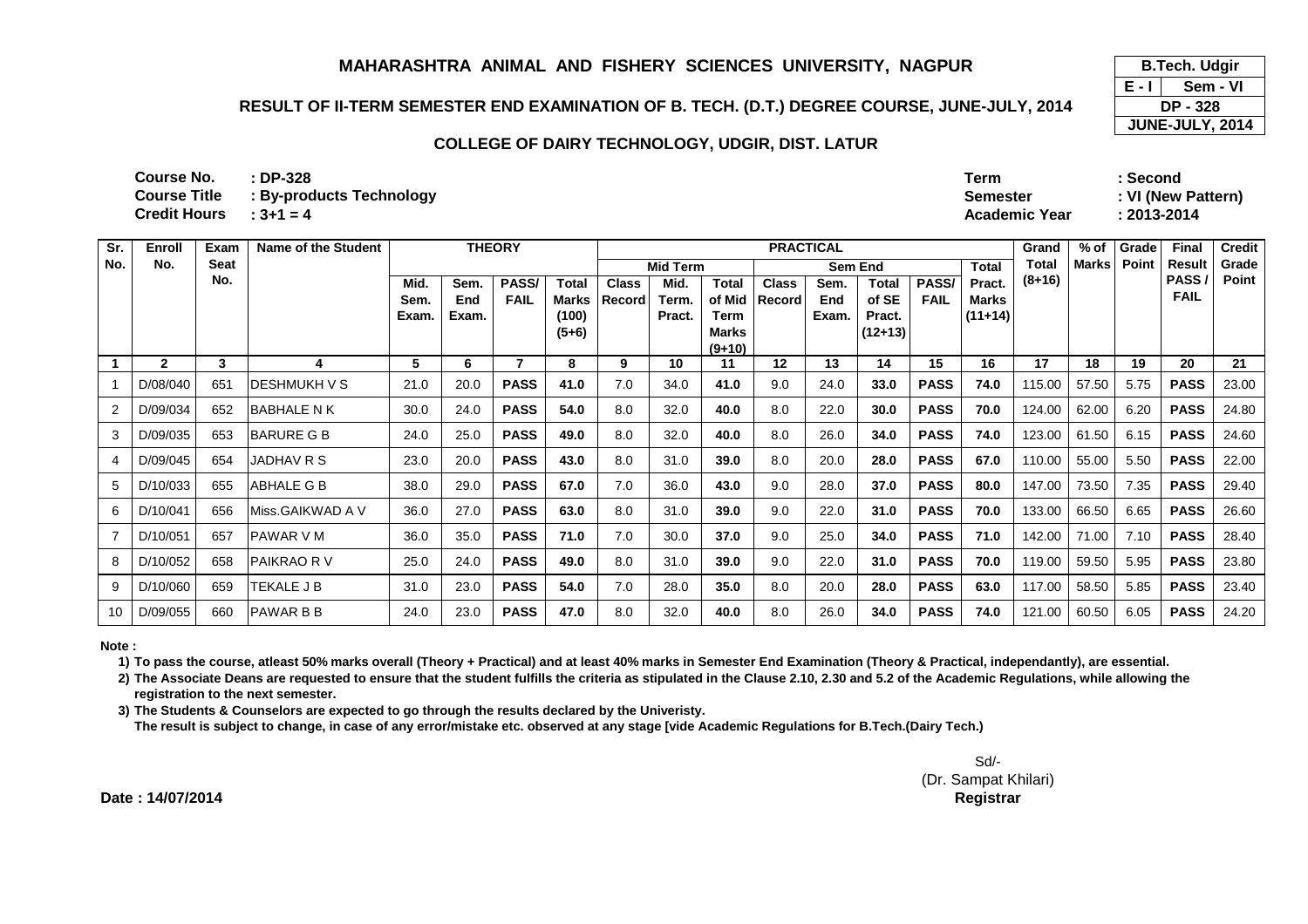# MAHARASHTRA ANIMAL AND FISHERY SCIENCES UNIVERSITY, NAGPUR

| B.Tech. Udgir | |
|---|---|
| E - I | Sem - VI |
| DP - 328 | |
| JUNE-JULY, 2014 | |

## RESULT OF II-TERM SEMESTER END EXAMINATION OF B. TECH. (D.T.) DEGREE COURSE, JUNE-JULY, 2014

### COLLEGE OF DAIRY TECHNOLOGY, UDGIR, DIST. LATUR

**Course No.** : **DP-328**
**Course Title** : **By-products Technology**
**Credit Hours** : **3+1 = 4**

**Term** : **Second**
**Semester** : **VI (New Pattern)**
**Academic Year** : **2013-2014**

| Sr. No. | Enroll No. | Exam Seat No. | Name of the Student | THEORY | | | | PRACTICAL | | | | | | | | Grand Total (8+16) | % of Marks | Grade Point | Final Result PASS / FAIL | Credit Grade Point |
|---|---|---|---|---|---|---|---|---|---|---|---|---|---|---|---|---|---|---|---|---|
| | | | | | | | | Mid Term | | | Sem End | | | | Total | | | | | |
| | | | | Mid. Sem. Exam. | Sem. End Exam. | PASS/ FAIL | Total Marks (100) (5+6) | Class Record | Mid. Term. Pract. | Total of Mid Term Marks (9+10) | Class Record | Sem. End Exam. | Total of SE Pract. (12+13) | PASS/ FAIL | Pract. Marks (11+14) | | | | | |
| 1 | 2 | 3 | 4 | 5 | 6 | 7 | 8 | 9 | 10 | 11 | 12 | 13 | 14 | 15 | 16 | 17 | 18 | 19 | 20 | 21 |
| 1 | D/08/040 | 651 | DESHMUKH V S | 21.0 | 20.0 | **PASS** | **41.0** | 7.0 | 34.0 | **41.0** | 9.0 | 24.0 | **33.0** | **PASS** | **74.0** | 115.00 | 57.50 | 5.75 | **PASS** | 23.00 |
| 2 | D/09/034 | 652 | BABHALE N K | 30.0 | 24.0 | **PASS** | **54.0** | 8.0 | 32.0 | **40.0** | 8.0 | 22.0 | **30.0** | **PASS** | **70.0** | 124.00 | 62.00 | 6.20 | **PASS** | 24.80 |
| 3 | D/09/035 | 653 | BARURE G B | 24.0 | 25.0 | **PASS** | **49.0** | 8.0 | 32.0 | **40.0** | 8.0 | 26.0 | **34.0** | **PASS** | **74.0** | 123.00 | 61.50 | 6.15 | **PASS** | 24.60 |
| 4 | D/09/045 | 654 | JADHAV R S | 23.0 | 20.0 | **PASS** | **43.0** | 8.0 | 31.0 | **39.0** | 8.0 | 20.0 | **28.0** | **PASS** | **67.0** | 110.00 | 55.00 | 5.50 | **PASS** | 22.00 |
| 5 | D/10/033 | 655 | ABHALE G B | 38.0 | 29.0 | **PASS** | **67.0** | 7.0 | 36.0 | **43.0** | 9.0 | 28.0 | **37.0** | **PASS** | **80.0** | 147.00 | 73.50 | 7.35 | **PASS** | 29.40 |
| 6 | D/10/041 | 656 | Miss.GAIKWAD A V | 36.0 | 27.0 | **PASS** | **63.0** | 8.0 | 31.0 | **39.0** | 9.0 | 22.0 | **31.0** | **PASS** | **70.0** | 133.00 | 66.50 | 6.65 | **PASS** | 26.60 |
| 7 | D/10/051 | 657 | PAWAR V M | 36.0 | 35.0 | **PASS** | **71.0** | 7.0 | 30.0 | **37.0** | 9.0 | 25.0 | **34.0** | **PASS** | **71.0** | 142.00 | 71.00 | 7.10 | **PASS** | 28.40 |
| 8 | D/10/052 | 658 | PAIKRAO R V | 25.0 | 24.0 | **PASS** | **49.0** | 8.0 | 31.0 | **39.0** | 9.0 | 22.0 | **31.0** | **PASS** | **70.0** | 119.00 | 59.50 | 5.95 | **PASS** | 23.80 |
| 9 | D/10/060 | 659 | TEKALE J B | 31.0 | 23.0 | **PASS** | **54.0** | 7.0 | 28.0 | **35.0** | 8.0 | 20.0 | **28.0** | **PASS** | **63.0** | 117.00 | 58.50 | 5.85 | **PASS** | 23.40 |
| 10 | D/09/055 | 660 | PAWAR B B | 24.0 | 23.0 | **PASS** | **47.0** | 8.0 | 32.0 | **40.0** | 8.0 | 26.0 | **34.0** | **PASS** | **74.0** | 121.00 | 60.50 | 6.05 | **PASS** | 24.20 |

**Note :**

**1) To pass the course, atleast 50% marks overall (Theory + Practical) and at least 40% marks in Semester End Examination (Theory & Practical, independantly), are essential.**

**2) The Associate Deans are requested to ensure that the student fulfills the criteria as stipulated in the Clause 2.10, 2.30 and 5.2 of the Academic Regulations, while allowing the registration to the next semester.**

**3) The Students & Counselors are expected to go through the results declared by the Univeristy.**
**The result is subject to change, in case of any error/mistake etc. observed at any stage [vide Academic Regulations for B.Tech.(Dairy Tech.)**

Sd/-
(Dr. Sampat Khilari)
**Registrar**

**Date : 14/07/2014**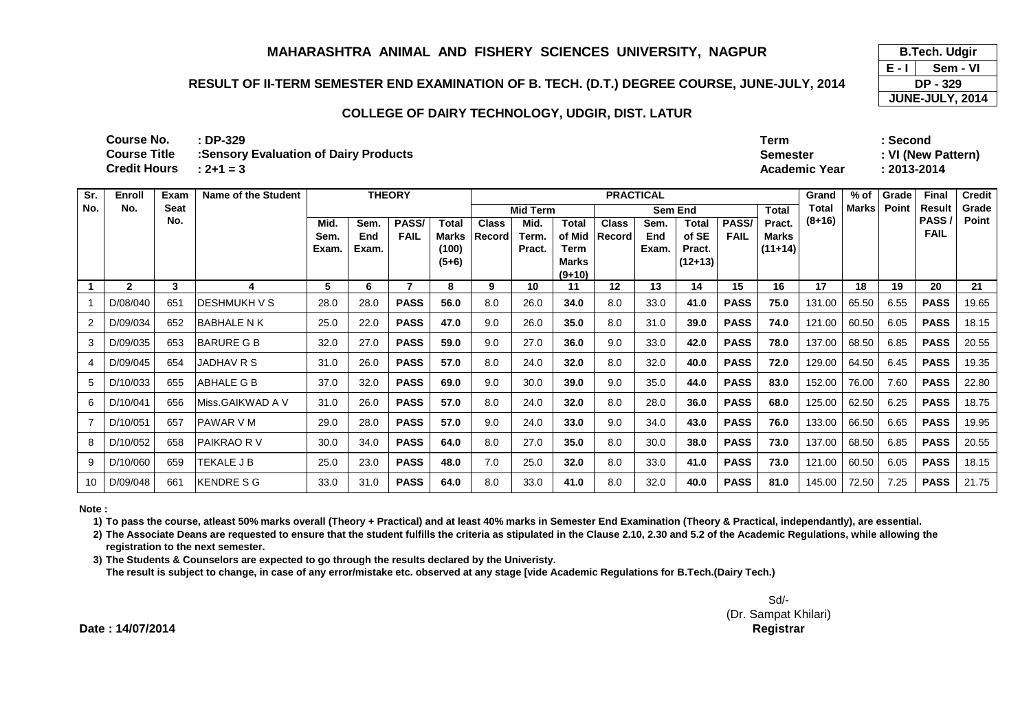# MAHARASHTRA ANIMAL AND FISHERY SCIENCES UNIVERSITY, NAGPUR

| B.Tech. Udgir | |
|---|---|
| E - I | Sem - VI |
| DP - 329 | |
| JUNE-JULY, 2014 | |

## RESULT OF II-TERM SEMESTER END EXAMINATION OF B. TECH. (D.T.) DEGREE COURSE, JUNE-JULY, 2014

### COLLEGE OF DAIRY TECHNOLOGY, UDGIR, DIST. LATUR

**Course No.** : DP-329
**Course Title** :Sensory Evaluation of Dairy Products
**Credit Hours** : 2+1 = 3

**Term** : Second
**Semester** : VI (New Pattern)
**Academic Year** : 2013-2014

| Sr. No. | Enroll No. | Exam Seat No. | Name of the Student | THEORY | | | | PRACTICAL | | | | | | | | Grand Total (8+16) | % of Marks | Grade Point | Final Result PASS / FAIL | Credit Grade Point |
|---|---|---|---|---|---|---|---|---|---|---|---|---|---|---|---|---|---|---|---|---|
| | | | | | | | | Mid Term | | | Sem End | | | | Total | | | | | |
| | | | | Mid. Sem. Exam. | Sem. End Exam. | PASS/ FAIL | Total Marks (100) (5+6) | Class Record | Mid. Term. Pract. | Total of Mid Term Marks (9+10) | Class Record | Sem. End Exam. | Total of SE Pract. (12+13) | PASS/ FAIL | Pract. Marks (11+14) | | | | | |
| 1 | 2 | 3 | 4 | 5 | 6 | 7 | 8 | 9 | 10 | 11 | 12 | 13 | 14 | 15 | 16 | 17 | 18 | 19 | 20 | 21 |
| 1 | D/08/040 | 651 | DESHMUKH V S | 28.0 | 28.0 | **PASS** | **56.0** | 8.0 | 26.0 | **34.0** | 8.0 | 33.0 | **41.0** | **PASS** | **75.0** | 131.00 | 65.50 | 6.55 | **PASS** | 19.65 |
| 2 | D/09/034 | 652 | BABHALE N K | 25.0 | 22.0 | **PASS** | **47.0** | 9.0 | 26.0 | **35.0** | 8.0 | 31.0 | **39.0** | **PASS** | **74.0** | 121.00 | 60.50 | 6.05 | **PASS** | 18.15 |
| 3 | D/09/035 | 653 | BARURE G B | 32.0 | 27.0 | **PASS** | **59.0** | 9.0 | 27.0 | **36.0** | 9.0 | 33.0 | **42.0** | **PASS** | **78.0** | 137.00 | 68.50 | 6.85 | **PASS** | 20.55 |
| 4 | D/09/045 | 654 | JADHAV R S | 31.0 | 26.0 | **PASS** | **57.0** | 8.0 | 24.0 | **32.0** | 8.0 | 32.0 | **40.0** | **PASS** | **72.0** | 129.00 | 64.50 | 6.45 | **PASS** | 19.35 |
| 5 | D/10/033 | 655 | ABHALE G B | 37.0 | 32.0 | **PASS** | **69.0** | 9.0 | 30.0 | **39.0** | 9.0 | 35.0 | **44.0** | **PASS** | **83.0** | 152.00 | 76.00 | 7.60 | **PASS** | 22.80 |
| 6 | D/10/041 | 656 | Miss.GAIKWAD A V | 31.0 | 26.0 | **PASS** | **57.0** | 8.0 | 24.0 | **32.0** | 8.0 | 28.0 | **36.0** | **PASS** | **68.0** | 125.00 | 62.50 | 6.25 | **PASS** | 18.75 |
| 7 | D/10/051 | 657 | PAWAR V M | 29.0 | 28.0 | **PASS** | **57.0** | 9.0 | 24.0 | **33.0** | 9.0 | 34.0 | **43.0** | **PASS** | **76.0** | 133.00 | 66.50 | 6.65 | **PASS** | 19.95 |
| 8 | D/10/052 | 658 | PAIKRAO R V | 30.0 | 34.0 | **PASS** | **64.0** | 8.0 | 27.0 | **35.0** | 8.0 | 30.0 | **38.0** | **PASS** | **73.0** | 137.00 | 68.50 | 6.85 | **PASS** | 20.55 |
| 9 | D/10/060 | 659 | TEKALE J B | 25.0 | 23.0 | **PASS** | **48.0** | 7.0 | 25.0 | **32.0** | 8.0 | 33.0 | **41.0** | **PASS** | **73.0** | 121.00 | 60.50 | 6.05 | **PASS** | 18.15 |
| 10 | D/09/048 | 661 | KENDRE S G | 33.0 | 31.0 | **PASS** | **64.0** | 8.0 | 33.0 | **41.0** | 8.0 | 32.0 | **40.0** | **PASS** | **81.0** | 145.00 | 72.50 | 7.25 | **PASS** | 21.75 |

**Note :**

1) To pass the course, atleast 50% marks overall (Theory + Practical) and at least 40% marks in Semester End Examination (Theory & Practical, independantly), are essential.

2) The Associate Deans are requested to ensure that the student fulfills the criteria as stipulated in the Clause 2.10, 2.30 and 5.2 of the Academic Regulations, while allowing the registration to the next semester.

3) The Students & Counselors are expected to go through the results declared by the Univeristy.
The result is subject to change, in case of any error/mistake etc. observed at any stage [vide Academic Regulations for B.Tech.(Dairy Tech.)

Sd/-
(Dr. Sampat Khilari)
**Registrar**

**Date : 14/07/2014**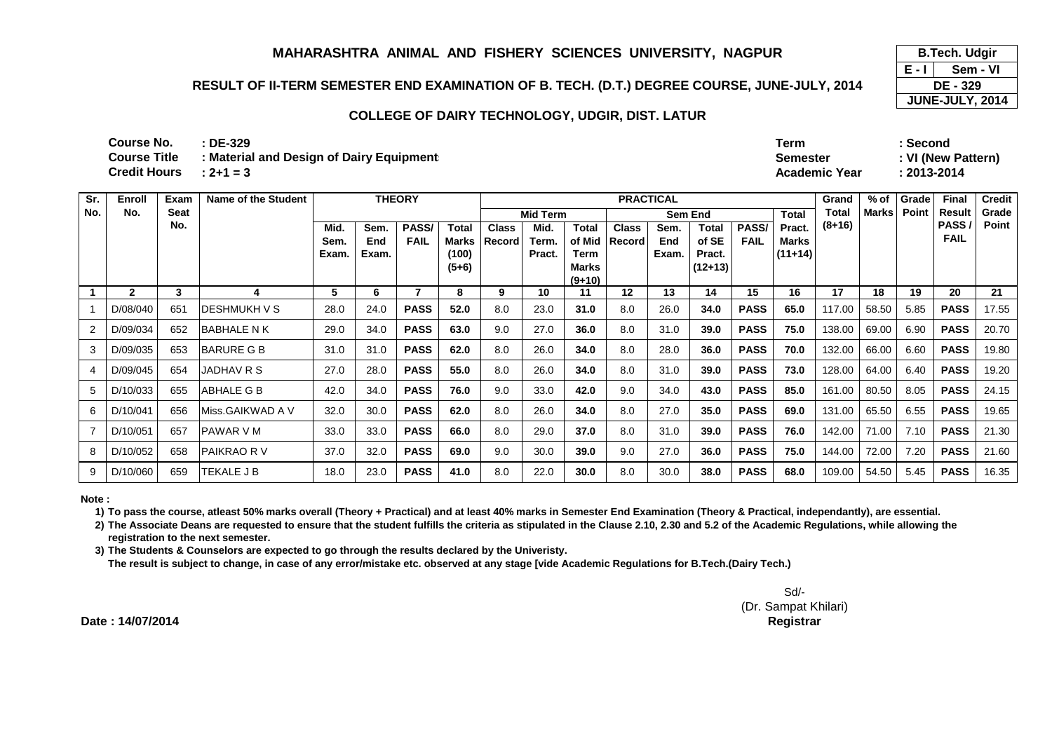# MAHARASHTRA ANIMAL AND FISHERY SCIENCES UNIVERSITY, NAGPUR

## RESULT OF II-TERM SEMESTER END EXAMINATION OF B. TECH. (D.T.) DEGREE COURSE, JUNE-JULY, 2014

### COLLEGE OF DAIRY TECHNOLOGY, UDGIR, DIST. LATUR

| B.Tech. Udgir | |
|---|---|
| E - I | Sem - VI |
| DE - 329 | |
| JUNE-JULY, 2014 | |

**Course No.** : DE-329
**Course Title** : Material and Design of Dairy Equipment
**Credit Hours** : 2+1 = 3

**Term** : Second
**Semester** : VI (New Pattern)
**Academic Year** : 2013-2014

| Sr. No. | Enroll No. | Exam Seat No. | Name of the Student | THEORY | | | | PRACTICAL | | | | | | | | Grand Total (8+16) | % of Marks | Grade Point | Final Result PASS / FAIL | Credit Grade Point |
|---|---|---|---|---|---|---|---|---|---|---|---|---|---|---|---|---|---|---|---|---|
| | | | | | | | | Mid Term | | | Sem End | | | | Total Pract. Marks (11+14) | | | | | |
| | | | | Mid. Sem. Exam. | Sem. End Exam. | PASS/ FAIL | Total Marks (100) (5+6) | Class Record | Mid. Term. Pract. | Total of Mid Term Marks (9+10) | Class Record | Sem. End Exam. | Total of SE Pract. (12+13) | PASS/ FAIL | | | | | | |
| 1 | 2 | 3 | 4 | 5 | 6 | 7 | 8 | 9 | 10 | 11 | 12 | 13 | 14 | 15 | 16 | 17 | 18 | 19 | 20 | 21 |
| 1 | D/08/040 | 651 | DESHMUKH V S | 28.0 | 24.0 | **PASS** | **52.0** | 8.0 | 23.0 | **31.0** | 8.0 | 26.0 | **34.0** | **PASS** | **65.0** | 117.00 | 58.50 | 5.85 | **PASS** | 17.55 |
| 2 | D/09/034 | 652 | BABHALE N K | 29.0 | 34.0 | **PASS** | **63.0** | 9.0 | 27.0 | **36.0** | 8.0 | 31.0 | **39.0** | **PASS** | **75.0** | 138.00 | 69.00 | 6.90 | **PASS** | 20.70 |
| 3 | D/09/035 | 653 | BARURE G B | 31.0 | 31.0 | **PASS** | **62.0** | 8.0 | 26.0 | **34.0** | 8.0 | 28.0 | **36.0** | **PASS** | **70.0** | 132.00 | 66.00 | 6.60 | **PASS** | 19.80 |
| 4 | D/09/045 | 654 | JADHAV R S | 27.0 | 28.0 | **PASS** | **55.0** | 8.0 | 26.0 | **34.0** | 8.0 | 31.0 | **39.0** | **PASS** | **73.0** | 128.00 | 64.00 | 6.40 | **PASS** | 19.20 |
| 5 | D/10/033 | 655 | ABHALE G B | 42.0 | 34.0 | **PASS** | **76.0** | 9.0 | 33.0 | **42.0** | 9.0 | 34.0 | **43.0** | **PASS** | **85.0** | 161.00 | 80.50 | 8.05 | **PASS** | 24.15 |
| 6 | D/10/041 | 656 | Miss.GAIKWAD A V | 32.0 | 30.0 | **PASS** | **62.0** | 8.0 | 26.0 | **34.0** | 8.0 | 27.0 | **35.0** | **PASS** | **69.0** | 131.00 | 65.50 | 6.55 | **PASS** | 19.65 |
| 7 | D/10/051 | 657 | PAWAR V M | 33.0 | 33.0 | **PASS** | **66.0** | 8.0 | 29.0 | **37.0** | 8.0 | 31.0 | **39.0** | **PASS** | **76.0** | 142.00 | 71.00 | 7.10 | **PASS** | 21.30 |
| 8 | D/10/052 | 658 | PAIKRAO R V | 37.0 | 32.0 | **PASS** | **69.0** | 9.0 | 30.0 | **39.0** | 9.0 | 27.0 | **36.0** | **PASS** | **75.0** | 144.00 | 72.00 | 7.20 | **PASS** | 21.60 |
| 9 | D/10/060 | 659 | TEKALE J B | 18.0 | 23.0 | **PASS** | **41.0** | 8.0 | 22.0 | **30.0** | 8.0 | 30.0 | **38.0** | **PASS** | **68.0** | 109.00 | 54.50 | 5.45 | **PASS** | 16.35 |

**Note :**

1) To pass the course, atleast 50% marks overall (Theory + Practical) and at least 40% marks in Semester End Examination (Theory & Practical, independantly), are essential.
2) The Associate Deans are requested to ensure that the student fulfills the criteria as stipulated in the Clause 2.10, 2.30 and 5.2 of the Academic Regulations, while allowing the registration to the next semester.
3) The Students & Counselors are expected to go through the results declared by the Univeristy.
The result is subject to change, in case of any error/mistake etc. observed at any stage [vide Academic Regulations for B.Tech.(Dairy Tech.)

Sd/-
(Dr. Sampat Khilari)
**Registrar**

**Date : 14/07/2014**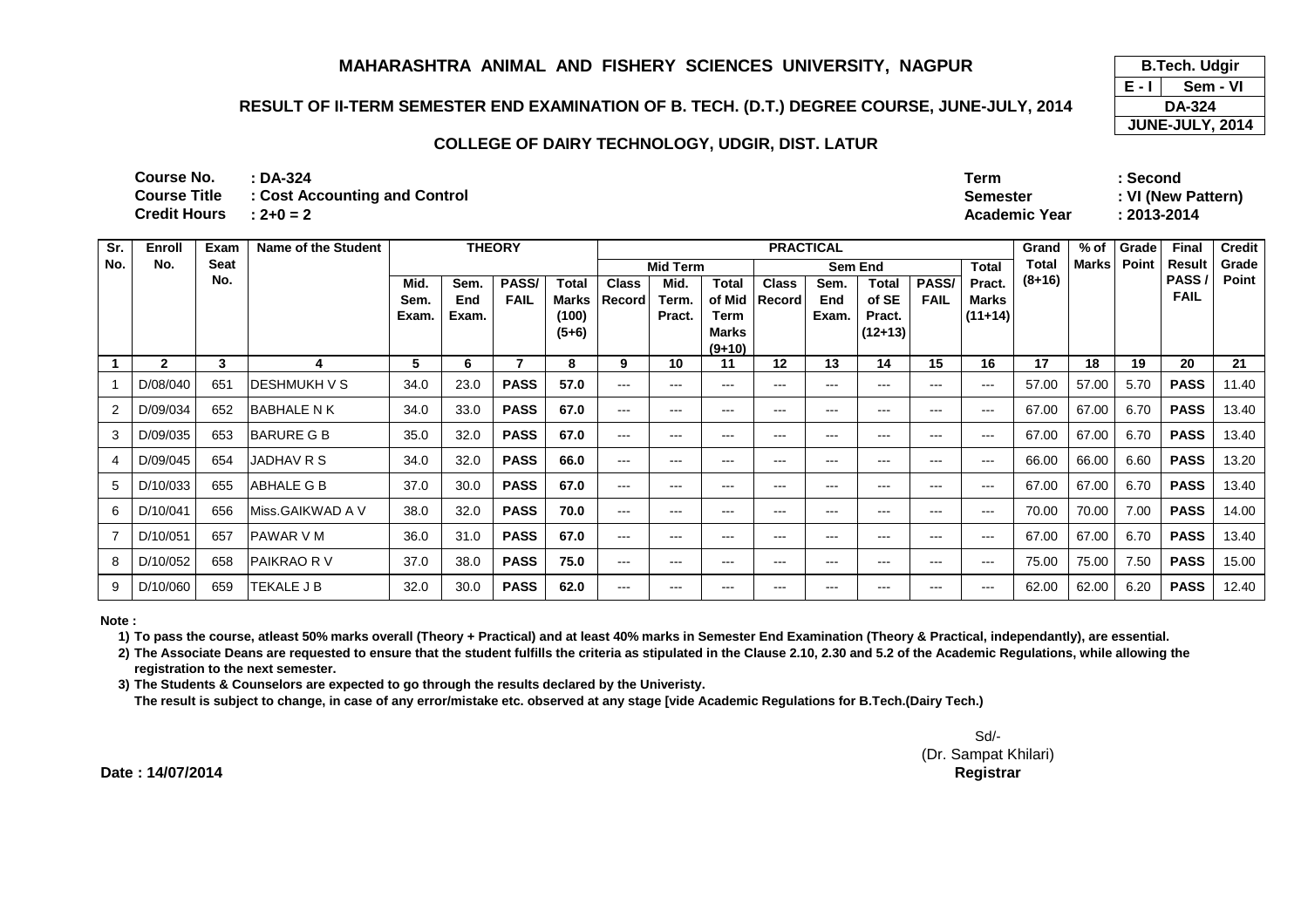# MAHARASHTRA ANIMAL AND FISHERY SCIENCES UNIVERSITY, NAGPUR

## RESULT OF II-TERM SEMESTER END EXAMINATION OF B. TECH. (D.T.) DEGREE COURSE, JUNE-JULY, 2014

### COLLEGE OF DAIRY TECHNOLOGY, UDGIR, DIST. LATUR

| B.Tech. Udgir | |
|---|---|
| E - I | Sem - VI |
| DA-324 | |
| JUNE-JULY, 2014 | |

**Course No.** : DA-324
**Course Title** : Cost Accounting and Control
**Credit Hours** : 2+0 = 2

**Term** : Second
**Semester** : VI (New Pattern)
**Academic Year** : 2013-2014

| Sr. No. | Enroll No. | Exam Seat No. | Name of the Student | THEORY | | | | PRACTICAL | | | | | | | | Grand Total (8+16) | % of Marks | Grade Point | Final Result PASS / FAIL | Credit Grade Point |
|---|---|---|---|---|---|---|---|---|---|---|---|---|---|---|---|---|---|---|---|---|
| | | | | | | | | Mid Term | | | Sem End | | | | Total | | | | | |
| | | | | Mid. Sem. Exam. | Sem. End Exam. | PASS/ FAIL | Total Marks (100) (5+6) | Class Record | Mid. Term. Pract. | Total of Mid Term Marks (9+10) | Class Record | Sem. End Exam. | Total of SE Pract. (12+13) | PASS/ FAIL | Pract. Marks (11+14) | | | | | |
| 1 | 2 | 3 | 4 | 5 | 6 | 7 | 8 | 9 | 10 | 11 | 12 | 13 | 14 | 15 | 16 | 17 | 18 | 19 | 20 | 21 |
| 1 | D/08/040 | 651 | DESHMUKH V S | 34.0 | 23.0 | **PASS** | **57.0** | --- | --- | --- | --- | --- | --- | --- | --- | 57.00 | 57.00 | 5.70 | **PASS** | 11.40 |
| 2 | D/09/034 | 652 | BABHALE N K | 34.0 | 33.0 | **PASS** | **67.0** | --- | --- | --- | --- | --- | --- | --- | --- | 67.00 | 67.00 | 6.70 | **PASS** | 13.40 |
| 3 | D/09/035 | 653 | BARURE G B | 35.0 | 32.0 | **PASS** | **67.0** | --- | --- | --- | --- | --- | --- | --- | --- | 67.00 | 67.00 | 6.70 | **PASS** | 13.40 |
| 4 | D/09/045 | 654 | JADHAV R S | 34.0 | 32.0 | **PASS** | **66.0** | --- | --- | --- | --- | --- | --- | --- | --- | 66.00 | 66.00 | 6.60 | **PASS** | 13.20 |
| 5 | D/10/033 | 655 | ABHALE G B | 37.0 | 30.0 | **PASS** | **67.0** | --- | --- | --- | --- | --- | --- | --- | --- | 67.00 | 67.00 | 6.70 | **PASS** | 13.40 |
| 6 | D/10/041 | 656 | Miss.GAIKWAD A V | 38.0 | 32.0 | **PASS** | **70.0** | --- | --- | --- | --- | --- | --- | --- | --- | 70.00 | 70.00 | 7.00 | **PASS** | 14.00 |
| 7 | D/10/051 | 657 | PAWAR V M | 36.0 | 31.0 | **PASS** | **67.0** | --- | --- | --- | --- | --- | --- | --- | --- | 67.00 | 67.00 | 6.70 | **PASS** | 13.40 |
| 8 | D/10/052 | 658 | PAIKRAO R V | 37.0 | 38.0 | **PASS** | **75.0** | --- | --- | --- | --- | --- | --- | --- | --- | 75.00 | 75.00 | 7.50 | **PASS** | 15.00 |
| 9 | D/10/060 | 659 | TEKALE J B | 32.0 | 30.0 | **PASS** | **62.0** | --- | --- | --- | --- | --- | --- | --- | --- | 62.00 | 62.00 | 6.20 | **PASS** | 12.40 |

**Note :**

1) To pass the course, atleast 50% marks overall (Theory + Practical) and at least 40% marks in Semester End Examination (Theory & Practical, independantly), are essential.

2) The Associate Deans are requested to ensure that the student fulfills the criteria as stipulated in the Clause 2.10, 2.30 and 5.2 of the Academic Regulations, while allowing the registration to the next semester.

3) The Students & Counselors are expected to go through the results declared by the Univeristy.
The result is subject to change, in case of any error/mistake etc. observed at any stage [vide Academic Regulations for B.Tech.(Dairy Tech.)

Sd/-
(Dr. Sampat Khilari)
**Registrar**

**Date : 14/07/2014**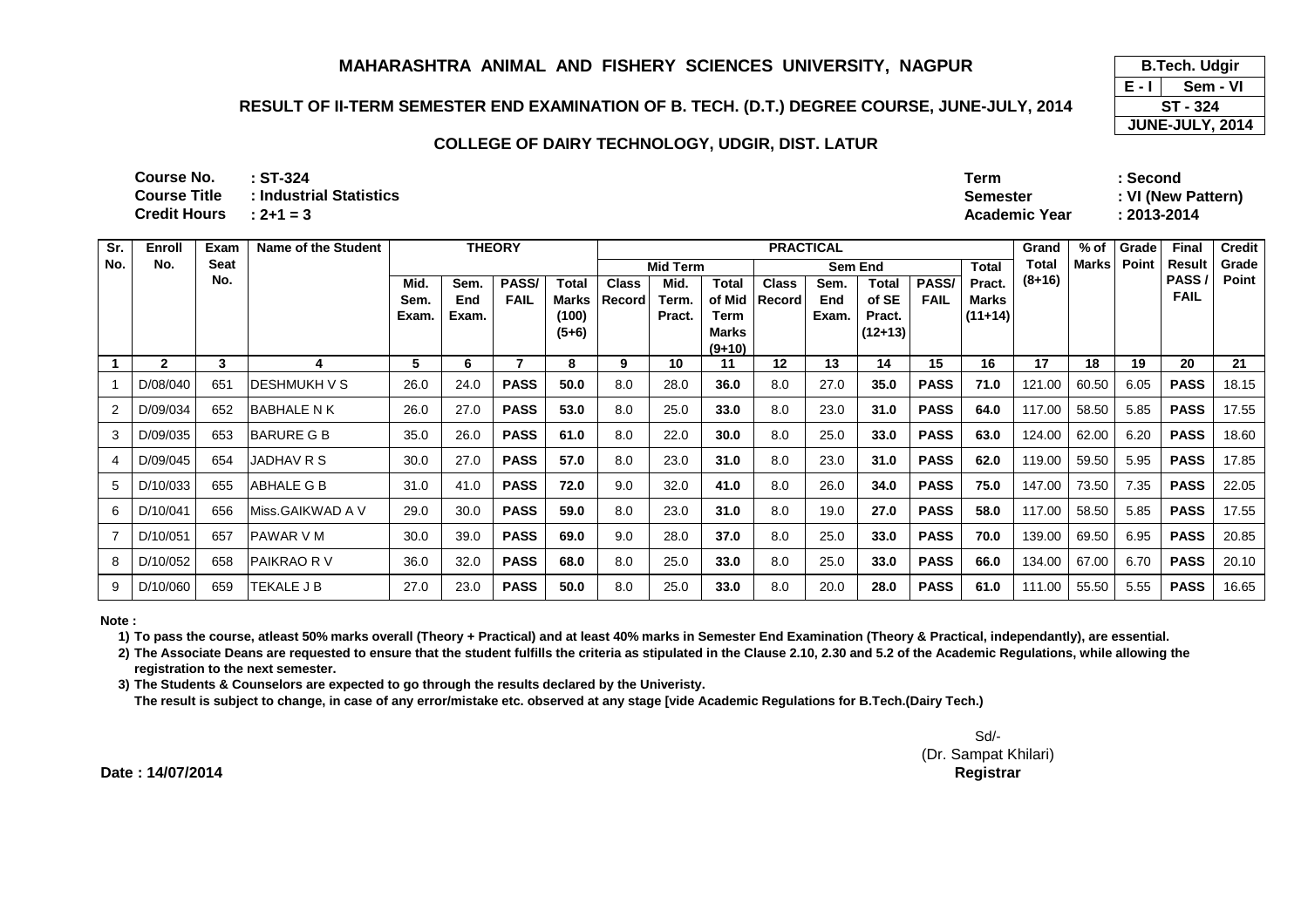# MAHARASHTRA ANIMAL AND FISHERY SCIENCES UNIVERSITY, NAGPUR

| B.Tech. Udgir | |
|---|---|
| E - I | Sem - VI |
| ST - 324 | |
| JUNE-JULY, 2014 | |

## RESULT OF II-TERM SEMESTER END EXAMINATION OF B. TECH. (D.T.) DEGREE COURSE, JUNE-JULY, 2014

### COLLEGE OF DAIRY TECHNOLOGY, UDGIR, DIST. LATUR

**Course No.** : ST-324
**Course Title** : Industrial Statistics
**Credit Hours** : 2+1 = 3

**Term** : Second
**Semester** : VI (New Pattern)
**Academic Year** : 2013-2014

| Sr. No. | Enroll No. | Exam Seat No. | Name of the Student | THEORY | | | | PRACTICAL | | | | | | | | Grand Total (8+16) | % of Marks | Grade Point | Final Result PASS / FAIL | Credit Grade Point |
|---|---|---|---|---|---|---|---|---|---|---|---|---|---|---|---|---|---|---|---|---|
| | | | | | | | | Mid Term | | | Sem End | | | | Total | | | | | |
| | | | | Mid. Sem. Exam. | Sem. End Exam. | PASS/ FAIL | Total Marks (100) (5+6) | Class Record | Mid. Term. Pract. | Total of Mid Term Marks (9+10) | Class Record | Sem. End Exam. | Total of SE Pract. (12+13) | PASS/ FAIL | Pract. Marks (11+14) | | | | | |
| 1 | 2 | 3 | 4 | 5 | 6 | 7 | 8 | 9 | 10 | 11 | 12 | 13 | 14 | 15 | 16 | 17 | 18 | 19 | 20 | 21 |
| 1 | D/08/040 | 651 | DESHMUKH V S | 26.0 | 24.0 | **PASS** | **50.0** | 8.0 | 28.0 | **36.0** | 8.0 | 27.0 | **35.0** | **PASS** | **71.0** | 121.00 | 60.50 | 6.05 | **PASS** | 18.15 |
| 2 | D/09/034 | 652 | BABHALE N K | 26.0 | 27.0 | **PASS** | **53.0** | 8.0 | 25.0 | **33.0** | 8.0 | 23.0 | **31.0** | **PASS** | **64.0** | 117.00 | 58.50 | 5.85 | **PASS** | 17.55 |
| 3 | D/09/035 | 653 | BARURE G B | 35.0 | 26.0 | **PASS** | **61.0** | 8.0 | 22.0 | **30.0** | 8.0 | 25.0 | **33.0** | **PASS** | **63.0** | 124.00 | 62.00 | 6.20 | **PASS** | 18.60 |
| 4 | D/09/045 | 654 | JADHAV R S | 30.0 | 27.0 | **PASS** | **57.0** | 8.0 | 23.0 | **31.0** | 8.0 | 23.0 | **31.0** | **PASS** | **62.0** | 119.00 | 59.50 | 5.95 | **PASS** | 17.85 |
| 5 | D/10/033 | 655 | ABHALE G B | 31.0 | 41.0 | **PASS** | **72.0** | 9.0 | 32.0 | **41.0** | 8.0 | 26.0 | **34.0** | **PASS** | **75.0** | 147.00 | 73.50 | 7.35 | **PASS** | 22.05 |
| 6 | D/10/041 | 656 | Miss.GAIKWAD A V | 29.0 | 30.0 | **PASS** | **59.0** | 8.0 | 23.0 | **31.0** | 8.0 | 19.0 | **27.0** | **PASS** | **58.0** | 117.00 | 58.50 | 5.85 | **PASS** | 17.55 |
| 7 | D/10/051 | 657 | PAWAR V M | 30.0 | 39.0 | **PASS** | **69.0** | 9.0 | 28.0 | **37.0** | 8.0 | 25.0 | **33.0** | **PASS** | **70.0** | 139.00 | 69.50 | 6.95 | **PASS** | 20.85 |
| 8 | D/10/052 | 658 | PAIKRAO R V | 36.0 | 32.0 | **PASS** | **68.0** | 8.0 | 25.0 | **33.0** | 8.0 | 25.0 | **33.0** | **PASS** | **66.0** | 134.00 | 67.00 | 6.70 | **PASS** | 20.10 |
| 9 | D/10/060 | 659 | TEKALE J B | 27.0 | 23.0 | **PASS** | **50.0** | 8.0 | 25.0 | **33.0** | 8.0 | 20.0 | **28.0** | **PASS** | **61.0** | 111.00 | 55.50 | 5.55 | **PASS** | 16.65 |

**Note :**

1) To pass the course, atleast 50% marks overall (Theory + Practical) and at least 40% marks in Semester End Examination (Theory & Practical, independantly), are essential.
2) The Associate Deans are requested to ensure that the student fulfills the criteria as stipulated in the Clause 2.10, 2.30 and 5.2 of the Academic Regulations, while allowing the registration to the next semester.
3) The Students & Counselors are expected to go through the results declared by the Univeristy.
The result is subject to change, in case of any error/mistake etc. observed at any stage [vide Academic Regulations for B.Tech.(Dairy Tech.)

Sd/-
(Dr. Sampat Khilari)
**Registrar**

**Date : 14/07/2014**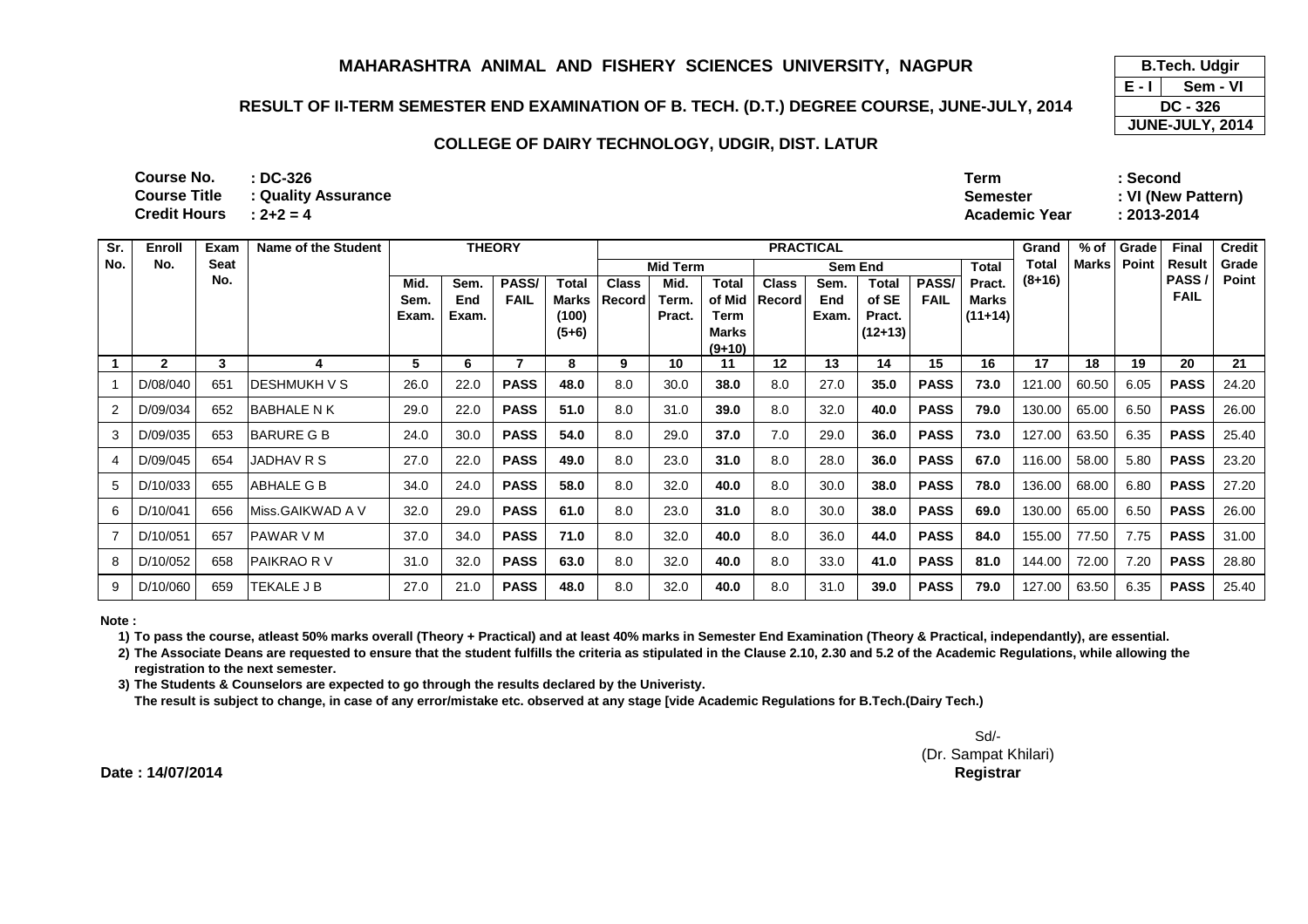# MAHARASHTRA ANIMAL AND FISHERY SCIENCES UNIVERSITY, NAGPUR

## RESULT OF II-TERM SEMESTER END EXAMINATION OF B. TECH. (D.T.) DEGREE COURSE, JUNE-JULY, 2014

### COLLEGE OF DAIRY TECHNOLOGY, UDGIR, DIST. LATUR

| B.Tech. Udgir | |
|---|---|
| E - I | Sem - VI |
| DC - 326 | |
| JUNE-JULY, 2014 | |

**Course No.** : DC-326
**Course Title** : Quality Assurance
**Credit Hours** : 2+2 = 4

**Term** : Second
**Semester** : VI (New Pattern)
**Academic Year** : 2013-2014

| Sr. No. | Enroll No. | Exam Seat No. | Name of the Student | THEORY | | | | PRACTICAL | | | | | | | | Grand Total (8+16) | % of Marks | Grade Point | Final Result PASS / FAIL | Credit Grade Point |
|---|---|---|---|---|---|---|---|---|---|---|---|---|---|---|---|---|---|---|---|---|
| | | | | | | | | Mid Term | | | Sem End | | | | Total Pract. Marks (11+14) | | | | | |
| | | | | Mid. Sem. Exam. | Sem. End Exam. | PASS/ FAIL | Total Marks (100) (5+6) | Class Record | Mid. Term. Pract. | Total of Mid Term Marks (9+10) | Class Record | Sem. End Exam. | Total of SE Pract. (12+13) | PASS/ FAIL | | | | | | |
| 1 | 2 | 3 | 4 | 5 | 6 | 7 | 8 | 9 | 10 | 11 | 12 | 13 | 14 | 15 | 16 | 17 | 18 | 19 | 20 | 21 |
| 1 | D/08/040 | 651 | DESHMUKH V S | 26.0 | 22.0 | **PASS** | **48.0** | 8.0 | 30.0 | **38.0** | 8.0 | 27.0 | **35.0** | **PASS** | **73.0** | 121.00 | 60.50 | 6.05 | **PASS** | 24.20 |
| 2 | D/09/034 | 652 | BABHALE N K | 29.0 | 22.0 | **PASS** | **51.0** | 8.0 | 31.0 | **39.0** | 8.0 | 32.0 | **40.0** | **PASS** | **79.0** | 130.00 | 65.00 | 6.50 | **PASS** | 26.00 |
| 3 | D/09/035 | 653 | BARURE G B | 24.0 | 30.0 | **PASS** | **54.0** | 8.0 | 29.0 | **37.0** | 7.0 | 29.0 | **36.0** | **PASS** | **73.0** | 127.00 | 63.50 | 6.35 | **PASS** | 25.40 |
| 4 | D/09/045 | 654 | JADHAV R S | 27.0 | 22.0 | **PASS** | **49.0** | 8.0 | 23.0 | **31.0** | 8.0 | 28.0 | **36.0** | **PASS** | **67.0** | 116.00 | 58.00 | 5.80 | **PASS** | 23.20 |
| 5 | D/10/033 | 655 | ABHALE G B | 34.0 | 24.0 | **PASS** | **58.0** | 8.0 | 32.0 | **40.0** | 8.0 | 30.0 | **38.0** | **PASS** | **78.0** | 136.00 | 68.00 | 6.80 | **PASS** | 27.20 |
| 6 | D/10/041 | 656 | Miss.GAIKWAD A V | 32.0 | 29.0 | **PASS** | **61.0** | 8.0 | 23.0 | **31.0** | 8.0 | 30.0 | **38.0** | **PASS** | **69.0** | 130.00 | 65.00 | 6.50 | **PASS** | 26.00 |
| 7 | D/10/051 | 657 | PAWAR V M | 37.0 | 34.0 | **PASS** | **71.0** | 8.0 | 32.0 | **40.0** | 8.0 | 36.0 | **44.0** | **PASS** | **84.0** | 155.00 | 77.50 | 7.75 | **PASS** | 31.00 |
| 8 | D/10/052 | 658 | PAIKRAO R V | 31.0 | 32.0 | **PASS** | **63.0** | 8.0 | 32.0 | **40.0** | 8.0 | 33.0 | **41.0** | **PASS** | **81.0** | 144.00 | 72.00 | 7.20 | **PASS** | 28.80 |
| 9 | D/10/060 | 659 | TEKALE J B | 27.0 | 21.0 | **PASS** | **48.0** | 8.0 | 32.0 | **40.0** | 8.0 | 31.0 | **39.0** | **PASS** | **79.0** | 127.00 | 63.50 | 6.35 | **PASS** | 25.40 |

**Note :**

1) To pass the course, atleast 50% marks overall (Theory + Practical) and at least 40% marks in Semester End Examination (Theory & Practical, independantly), are essential.

2) The Associate Deans are requested to ensure that the student fulfills the criteria as stipulated in the Clause 2.10, 2.30 and 5.2 of the Academic Regulations, while allowing the registration to the next semester.

3) The Students & Counselors are expected to go through the results declared by the Univeristy.

The result is subject to change, in case of any error/mistake etc. observed at any stage [vide Academic Regulations for B.Tech.(Dairy Tech.)

Sd/-
(Dr. Sampat Khilari)
**Registrar**

**Date : 14/07/2014**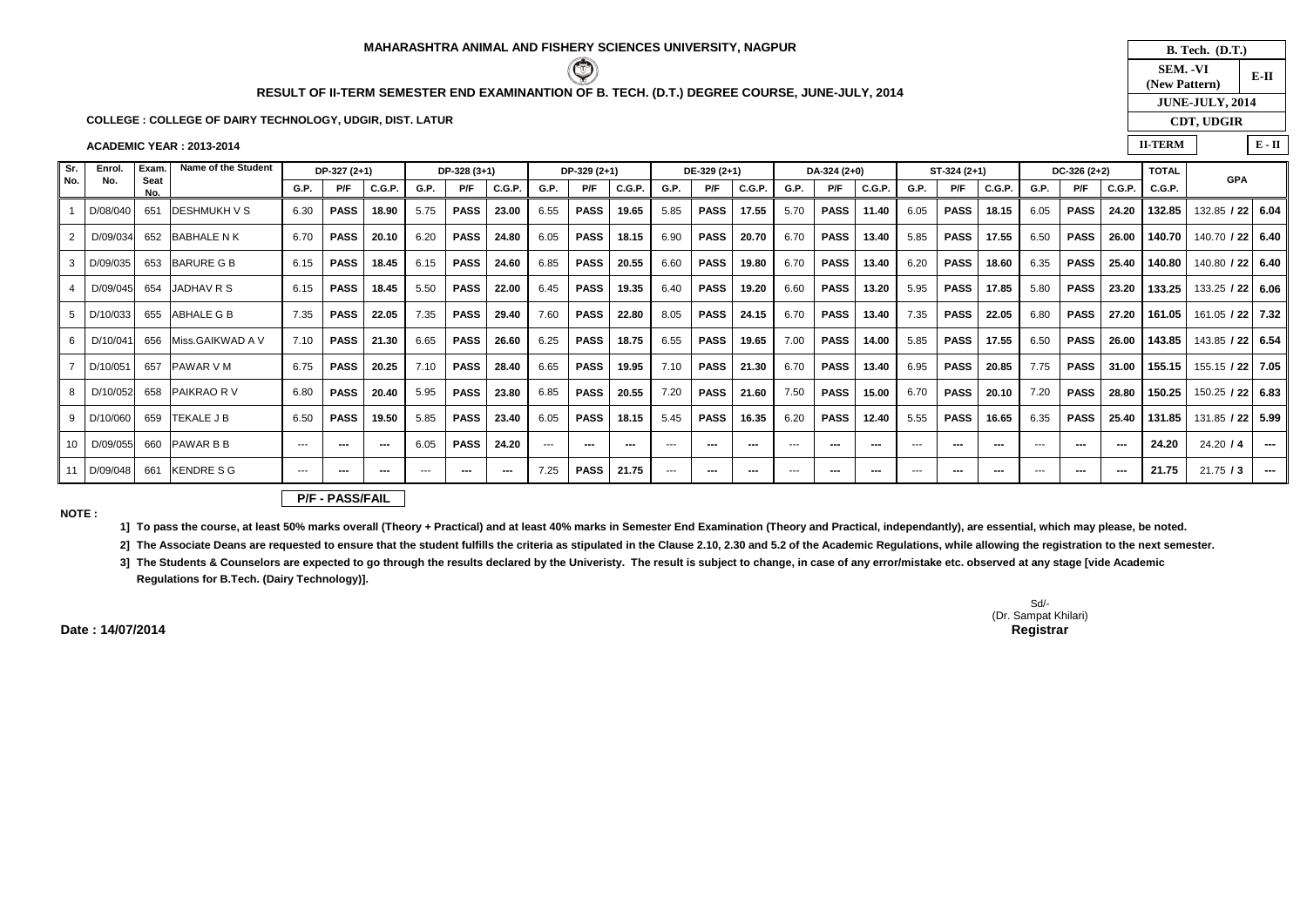**MAHARASHTRA ANIMAL AND FISHERY SCIENCES UNIVERSITY, NAGPUR**

**RESULT OF II-TERM SEMESTER END EXAMINANTION OF B. TECH. (D.T.) DEGREE COURSE, JUNE-JULY, 2014**

| B. Tech. (D.T.) | |
|---|---|
| SEM. -VI (New Pattern) | E-II |
| JUNE-JULY, 2014 | |
| CDT, UDGIR | |
| II-TERM | E - II |

**COLLEGE : COLLEGE OF DAIRY TECHNOLOGY, UDGIR, DIST. LATUR**

**ACADEMIC YEAR : 2013-2014**

| Sr. No. | Enrol. No. | Exam. Seat No. | Name of the Student | DP-327 (2+1) | | | DP-328 (3+1) | | | DP-329 (2+1) | | | DE-329 (2+1) | | | DA-324 (2+0) | | | ST-324 (2+1) | | | DC-326 (2+2) | | | TOTAL | GPA | |
|---|---|---|---|---|---|---|---|---|---|---|---|---|---|---|---|---|---|---|---|---|---|---|---|---|---|---|---|
| | | | | G.P. | P/F | C.G.P. | G.P. | P/F | C.G.P. | G.P. | P/F | C.G.P. | G.P. | P/F | C.G.P. | G.P. | P/F | C.G.P. | G.P. | P/F | C.G.P. | G.P. | P/F | C.G.P. | C.G.P. | | |
| 1 | D/08/040 | 651 | DESHMUKH V S | 6.30 | PASS | 18.90 | 5.75 | PASS | 23.00 | 6.55 | PASS | 19.65 | 5.85 | PASS | 17.55 | 5.70 | PASS | 11.40 | 6.05 | PASS | 18.15 | 6.05 | PASS | 24.20 | 132.85 | 132.85 / 22 | 6.04 |
| 2 | D/09/034 | 652 | BABHALE N K | 6.70 | PASS | 20.10 | 6.20 | PASS | 24.80 | 6.05 | PASS | 18.15 | 6.90 | PASS | 20.70 | 6.70 | PASS | 13.40 | 5.85 | PASS | 17.55 | 6.50 | PASS | 26.00 | 140.70 | 140.70 / 22 | 6.40 |
| 3 | D/09/035 | 653 | BARURE G B | 6.15 | PASS | 18.45 | 6.15 | PASS | 24.60 | 6.85 | PASS | 20.55 | 6.60 | PASS | 19.80 | 6.70 | PASS | 13.40 | 6.20 | PASS | 18.60 | 6.35 | PASS | 25.40 | 140.80 | 140.80 / 22 | 6.40 |
| 4 | D/09/045 | 654 | JADHAV R S | 6.15 | PASS | 18.45 | 5.50 | PASS | 22.00 | 6.45 | PASS | 19.35 | 6.40 | PASS | 19.20 | 6.60 | PASS | 13.20 | 5.95 | PASS | 17.85 | 5.80 | PASS | 23.20 | 133.25 | 133.25 / 22 | 6.06 |
| 5 | D/10/033 | 655 | ABHALE G B | 7.35 | PASS | 22.05 | 7.35 | PASS | 29.40 | 7.60 | PASS | 22.80 | 8.05 | PASS | 24.15 | 6.70 | PASS | 13.40 | 7.35 | PASS | 22.05 | 6.80 | PASS | 27.20 | 161.05 | 161.05 / 22 | 7.32 |
| 6 | D/10/041 | 656 | Miss.GAIKWAD A V | 7.10 | PASS | 21.30 | 6.65 | PASS | 26.60 | 6.25 | PASS | 18.75 | 6.55 | PASS | 19.65 | 7.00 | PASS | 14.00 | 5.85 | PASS | 17.55 | 6.50 | PASS | 26.00 | 143.85 | 143.85 / 22 | 6.54 |
| 7 | D/10/051 | 657 | PAWAR V M | 6.75 | PASS | 20.25 | 7.10 | PASS | 28.40 | 6.65 | PASS | 19.95 | 7.10 | PASS | 21.30 | 6.70 | PASS | 13.40 | 6.95 | PASS | 20.85 | 7.75 | PASS | 31.00 | 155.15 | 155.15 / 22 | 7.05 |
| 8 | D/10/052 | 658 | PAIKRAO R V | 6.80 | PASS | 20.40 | 5.95 | PASS | 23.80 | 6.85 | PASS | 20.55 | 7.20 | PASS | 21.60 | 7.50 | PASS | 15.00 | 6.70 | PASS | 20.10 | 7.20 | PASS | 28.80 | 150.25 | 150.25 / 22 | 6.83 |
| 9 | D/10/060 | 659 | TEKALE J B | 6.50 | PASS | 19.50 | 5.85 | PASS | 23.40 | 6.05 | PASS | 18.15 | 5.45 | PASS | 16.35 | 6.20 | PASS | 12.40 | 5.55 | PASS | 16.65 | 6.35 | PASS | 25.40 | 131.85 | 131.85 / 22 | 5.99 |
| 10 | D/09/055 | 660 | PAWAR B B | --- | --- | --- | 6.05 | PASS | 24.20 | --- | --- | --- | --- | --- | --- | --- | --- | --- | --- | --- | --- | --- | --- | --- | 24.20 | 24.20 / 4 | --- |
| 11 | D/09/048 | 661 | KENDRE S G | --- | --- | --- | --- | --- | --- | 7.25 | PASS | 21.75 | --- | --- | --- | --- | --- | --- | --- | --- | --- | --- | --- | --- | 21.75 | 21.75 / 3 | --- |

**P/F - PASS/FAIL**

**NOTE :**

**1] To pass the course, at least 50% marks overall (Theory + Practical) and at least 40% marks in Semester End Examination (Theory and Practical, independantly), are essential, which may please, be noted.**

**2] The Associate Deans are requested to ensure that the student fulfills the criteria as stipulated in the Clause 2.10, 2.30 and 5.2 of the Academic Regulations, while allowing the registration to the next semester.**

**3] The Students & Counselors are expected to go through the results declared by the Univeristy. The result is subject to change, in case of any error/mistake etc. observed at any stage [vide Academic Regulations for B.Tech. (Dairy Technology)].**

Sd/-
(Dr. Sampat Khilari)
**Registrar**

**Date : 14/07/2014**